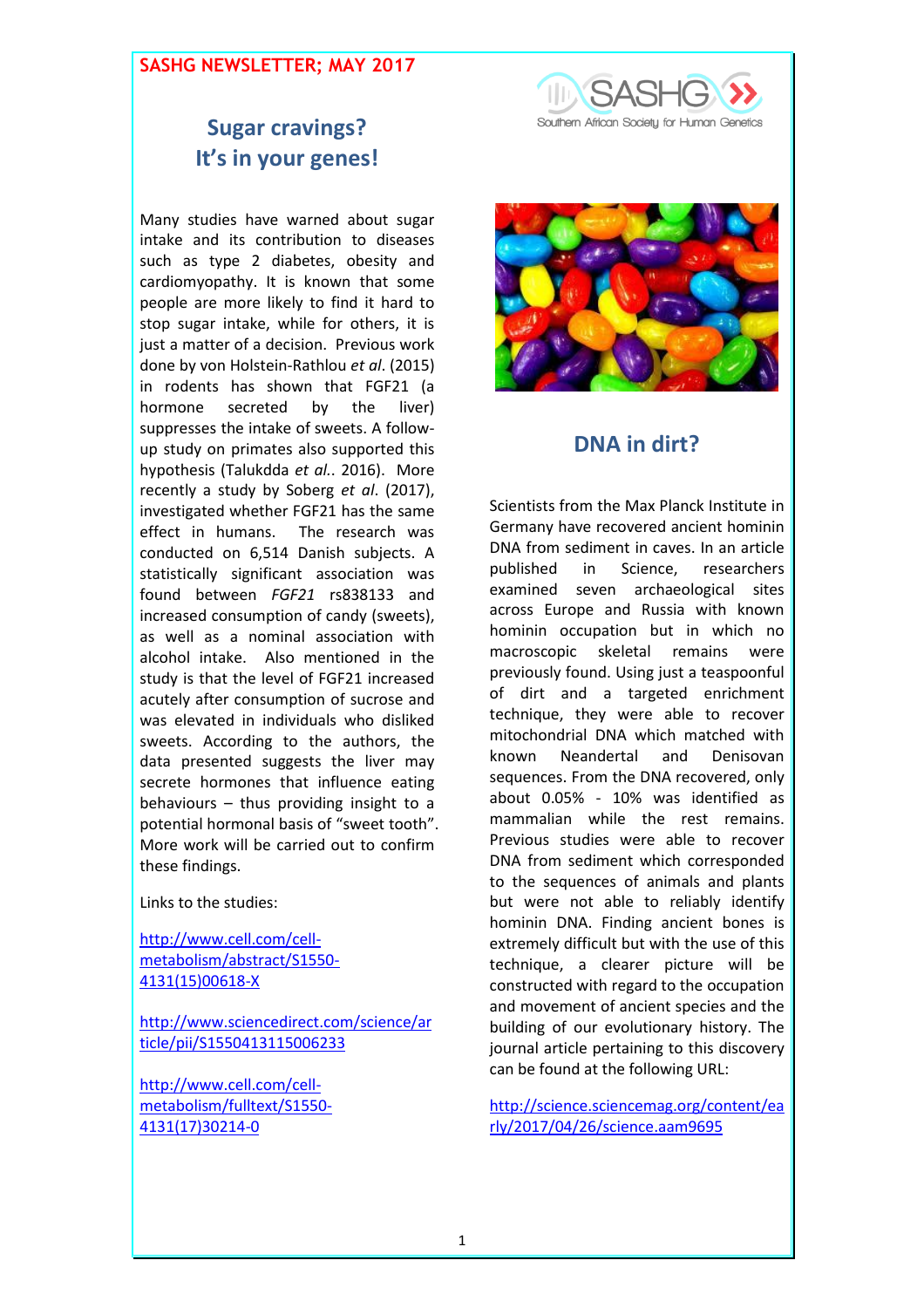SASHG NEWSLETTER; MAY 2017

## Sugar cravings? It's in your genes!

Many studies have warned about sugar intake and its contribution to diseases such as type 2 diabetes, obesity and cardiomyopathy. It is known that some people are more likely to find it hard to stop sugar intake, while for others, it is just a matter of a decision. Previous work done by von Holstein-Rathlou *et al*. (2015) in rodents has shown that FGF21 (a hormone secreted by the liver) suppresses the intake of sweets. A follow-up study on primates also supported this hypothesis (Talukdda *et al.*. 2016). More recently a study by Soberg *et al*. (2017), investigated whether FGF21 has the same effect in humans. The research was conducted on 6,514 Danish subjects. A statistically significant association was found between *FGF21* rs838133 and increased consumption of candy (sweets), as well as a nominal association with alcohol intake. Also mentioned in the study is that the level of FGF21 increased acutely after consumption of sucrose and was elevated in individuals who disliked sweets. According to the authors, the data presented suggests the liver may secrete hormones that influence eating behaviours – thus providing insight to a potential hormonal basis of "sweet tooth". More work will be carried out to confirm these findings.

Links to the studies:

http://www.cell.com/cell-metabolism/abstract/S1550-4131(15)00618-X

http://www.sciencedirect.com/science/article/pii/S1550413115006233

http://www.cell.com/cell-metabolism/fulltext/S1550-4131(17)30214-0

## DNA in dirt?

Scientists from the Max Planck Institute in Germany have recovered ancient hominin DNA from sediment in caves. In an article published in Science, researchers examined seven archaeological sites across Europe and Russia with known hominin occupation but in which no macroscopic skeletal remains were previously found. Using just a teaspoonful of dirt and a targeted enrichment technique, they were able to recover mitochondrial DNA which matched with known Neandertal and Denisovan sequences. From the DNA recovered, only about 0.05% - 10% was identified as mammalian while the rest remains. Previous studies were able to recover DNA from sediment which corresponded to the sequences of animals and plants but were not able to reliably identify hominin DNA. Finding ancient bones is extremely difficult but with the use of this technique, a clearer picture will be constructed with regard to the occupation and movement of ancient species and the building of our evolutionary history. The journal article pertaining to this discovery can be found at the following URL:

http://science.sciencemag.org/content/early/2017/04/26/science.aam9695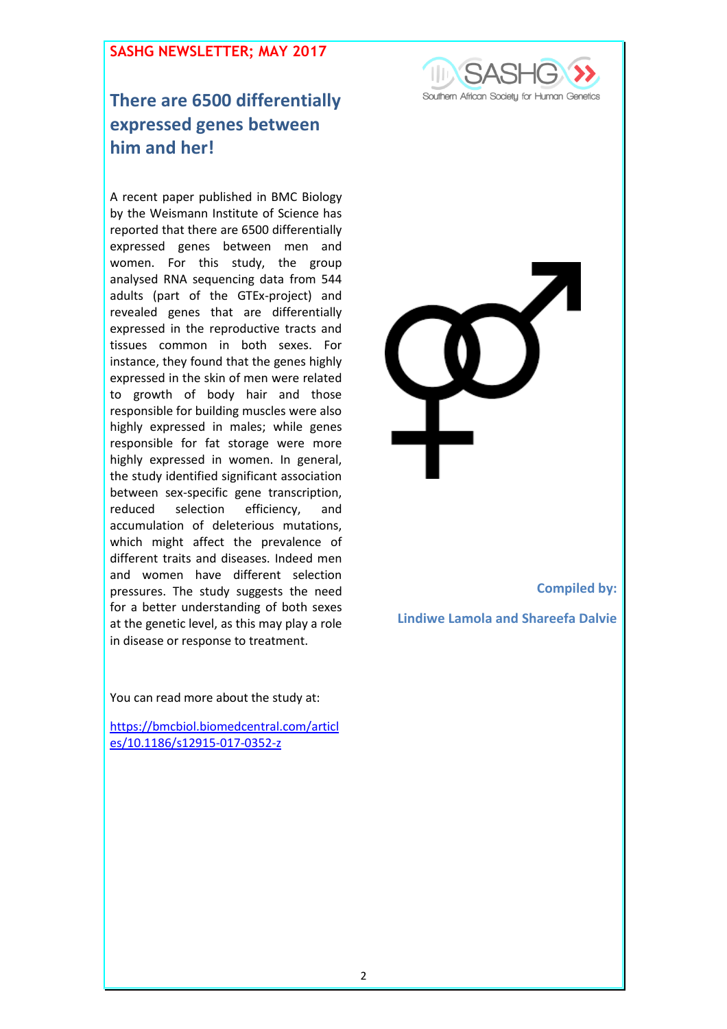SASHG NEWSLETTER; MAY 2017

## There are 6500 differentially expressed genes between him and her!

A recent paper published in BMC Biology by the Weismann Institute of Science has reported that there are 6500 differentially expressed genes between men and women. For this study, the group analysed RNA sequencing data from 544 adults (part of the GTEx-project) and revealed genes that are differentially expressed in the reproductive tracts and tissues common in both sexes. For instance, they found that the genes highly expressed in the skin of men were related to growth of body hair and those responsible for building muscles were also highly expressed in males; while genes responsible for fat storage were more highly expressed in women. In general, the study identified significant association between sex-specific gene transcription, reduced selection efficiency, and accumulation of deleterious mutations, which might affect the prevalence of different traits and diseases. Indeed men and women have different selection pressures. The study suggests the need for a better understanding of both sexes at the genetic level, as this may play a role in disease or response to treatment.

You can read more about the study at:

https://bmcbiol.biomedcentral.com/articles/10.1186/s12915-017-0352-z

**Compiled by:**

**Lindiwe Lamola and Shareefa Dalvie**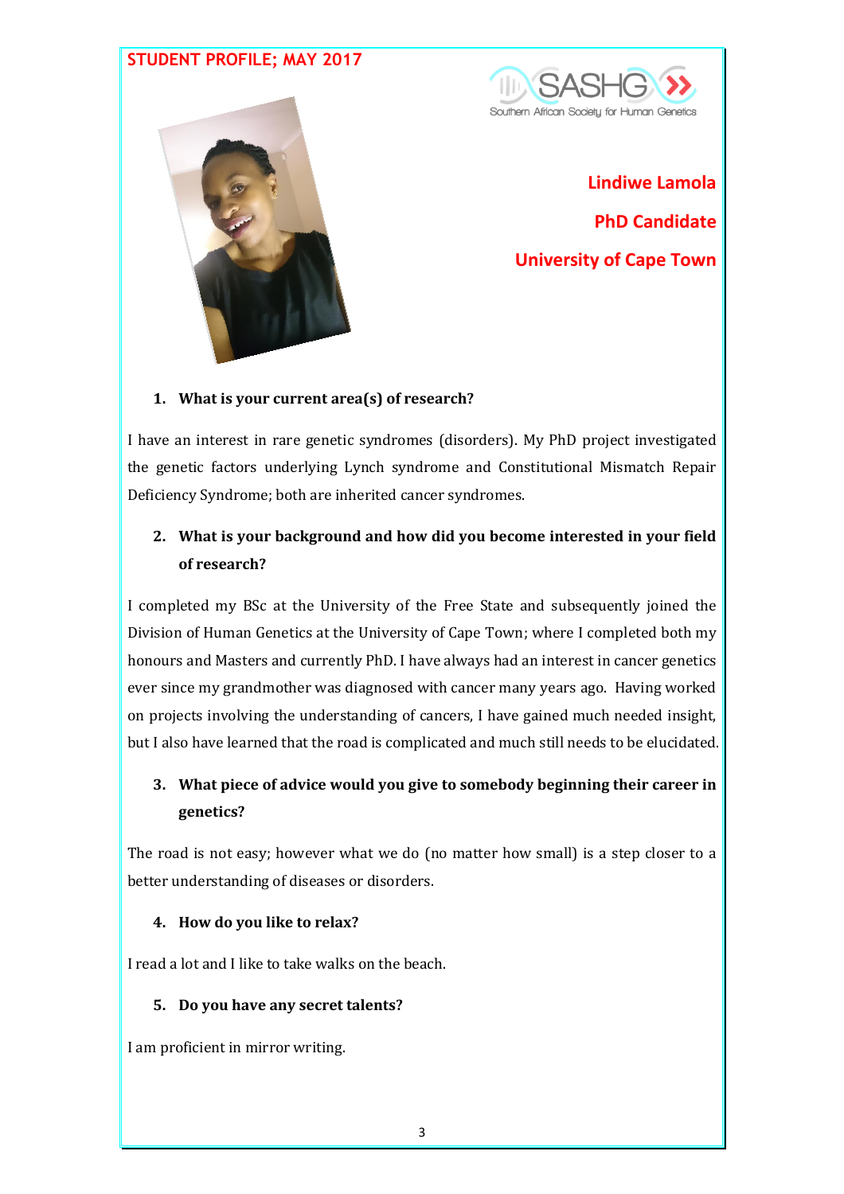**STUDENT PROFILE; MAY 2017**

**Lindiwe Lamola**

**PhD Candidate**

**University of Cape Town**

1. **What is your current area(s) of research?**

I have an interest in rare genetic syndromes (disorders). My PhD project investigated the genetic factors underlying Lynch syndrome and Constitutional Mismatch Repair Deficiency Syndrome; both are inherited cancer syndromes.

2. **What is your background and how did you become interested in your field of research?**

I completed my BSc at the University of the Free State and subsequently joined the Division of Human Genetics at the University of Cape Town; where I completed both my honours and Masters and currently PhD. I have always had an interest in cancer genetics ever since my grandmother was diagnosed with cancer many years ago. Having worked on projects involving the understanding of cancers, I have gained much needed insight, but I also have learned that the road is complicated and much still needs to be elucidated.

3. **What piece of advice would you give to somebody beginning their career in genetics?**

The road is not easy; however what we do (no matter how small) is a step closer to a better understanding of diseases or disorders.

4. **How do you like to relax?**

I read a lot and I like to take walks on the beach.

5. **Do you have any secret talents?**

I am proficient in mirror writing.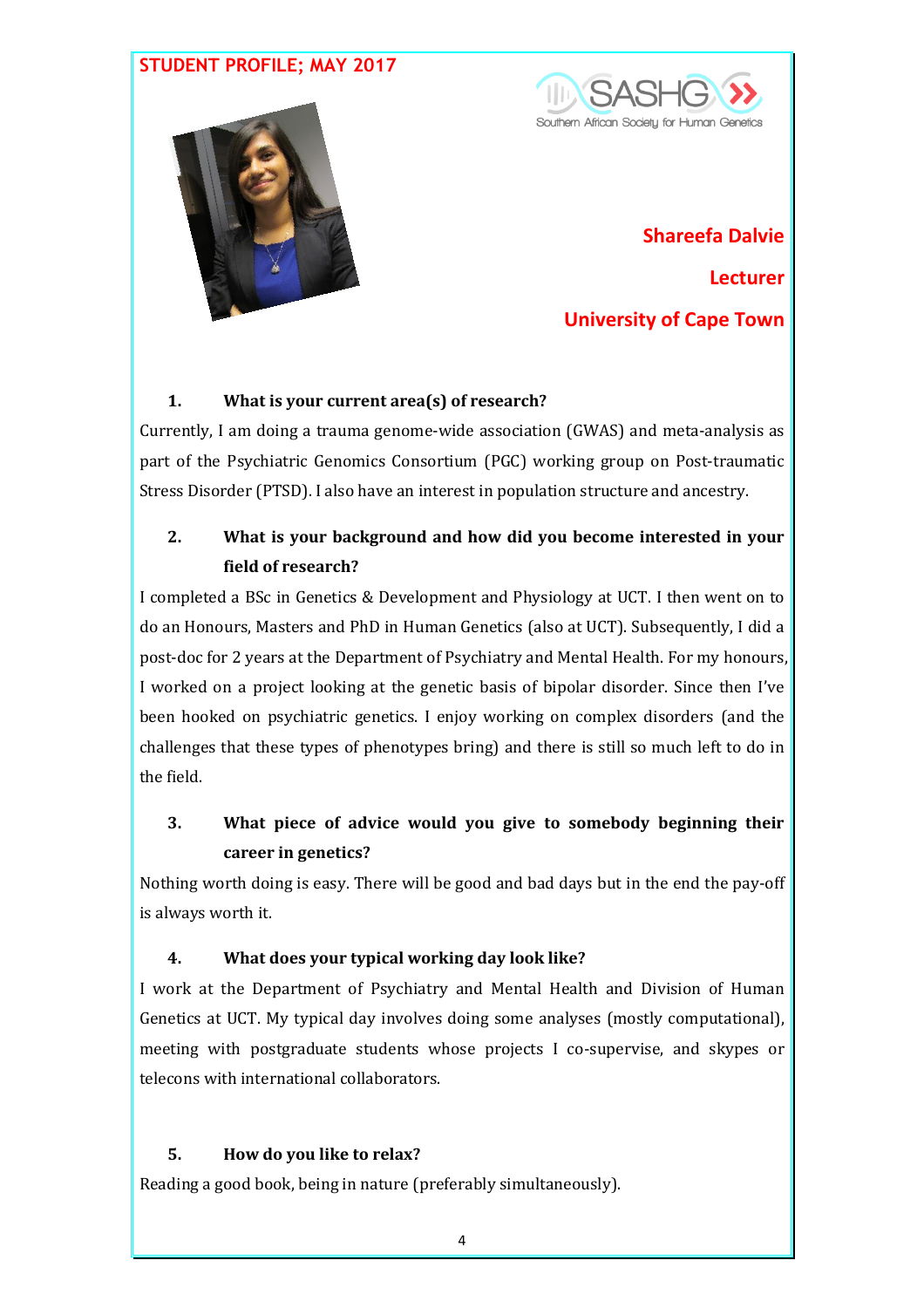**STUDENT PROFILE; MAY 2017**

SASHG
Southern African Society for Human Genetics

**Shareefa Dalvie**

**Lecturer**

**University of Cape Town**

**1. What is your current area(s) of research?**

Currently, I am doing a trauma genome-wide association (GWAS) and meta-analysis as part of the Psychiatric Genomics Consortium (PGC) working group on Post-traumatic Stress Disorder (PTSD). I also have an interest in population structure and ancestry.

**2. What is your background and how did you become interested in your field of research?**

I completed a BSc in Genetics & Development and Physiology at UCT. I then went on to do an Honours, Masters and PhD in Human Genetics (also at UCT). Subsequently, I did a post-doc for 2 years at the Department of Psychiatry and Mental Health. For my honours, I worked on a project looking at the genetic basis of bipolar disorder. Since then I've been hooked on psychiatric genetics. I enjoy working on complex disorders (and the challenges that these types of phenotypes bring) and there is still so much left to do in the field.

**3. What piece of advice would you give to somebody beginning their career in genetics?**

Nothing worth doing is easy. There will be good and bad days but in the end the pay-off is always worth it.

**4. What does your typical working day look like?**

I work at the Department of Psychiatry and Mental Health and Division of Human Genetics at UCT. My typical day involves doing some analyses (mostly computational), meeting with postgraduate students whose projects I co-supervise, and skypes or telecons with international collaborators.

**5. How do you like to relax?**

Reading a good book, being in nature (preferably simultaneously).